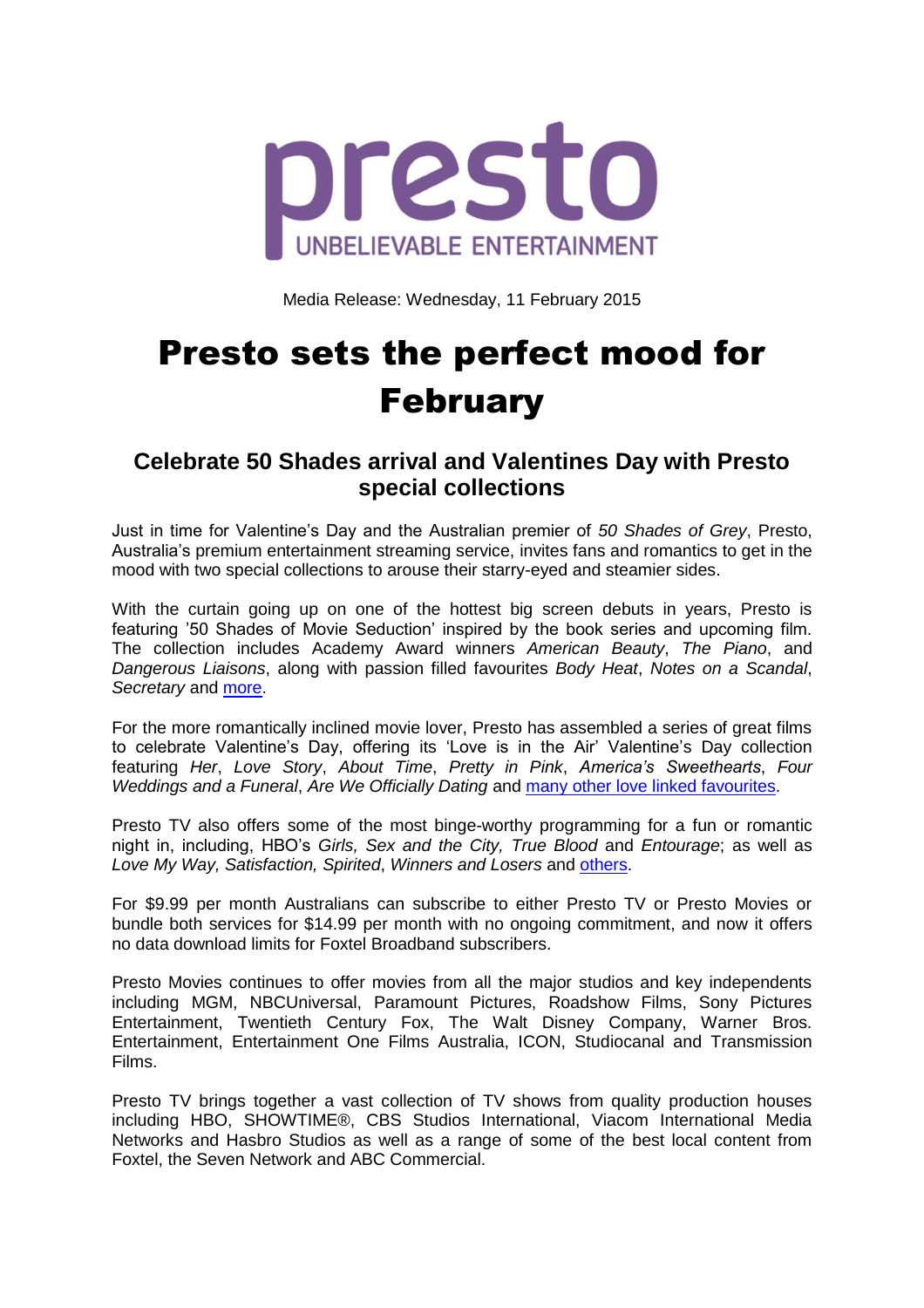presto

UNBELIEVABLE ENTERTAINMENT

Media Release: Wednesday, 11 February 2015

# Presto sets the perfect mood for February

## Celebrate 50 Shades arrival and Valentines Day with Presto special collections

Just in time for Valentine's Day and the Australian premier of *50 Shades of Grey*, Presto, Australia's premium entertainment streaming service, invites fans and romantics to get in the mood with two special collections to arouse their starry-eyed and steamier sides.

With the curtain going up on one of the hottest big screen debuts in years, Presto is featuring '50 Shades of Movie Seduction' inspired by the book series and upcoming film. The collection includes Academy Award winners *American Beauty*, *The Piano*, and *Dangerous Liaisons*, along with passion filled favourites *Body Heat*, *Notes on a Scandal*, *Secretary* and more.

For the more romantically inclined movie lover, Presto has assembled a series of great films to celebrate Valentine's Day, offering its 'Love is in the Air' Valentine's Day collection featuring *Her*, *Love Story*, *About Time*, *Pretty in Pink*, *America's Sweethearts*, *Four Weddings and a Funeral*, *Are We Officially Dating* and many other love linked favourites.

Presto TV also offers some of the most binge-worthy programming for a fun or romantic night in, including, HBO's *Girls, Sex and the City, True Blood* and *Entourage*; as well as *Love My Way, Satisfaction, Spirited*, *Winners and Losers* and others.

For $9.99 per month Australians can subscribe to either Presto TV or Presto Movies or bundle both services for $14.99 per month with no ongoing commitment, and now it offers no data download limits for Foxtel Broadband subscribers.

Presto Movies continues to offer movies from all the major studios and key independents including MGM, NBCUniversal, Paramount Pictures, Roadshow Films, Sony Pictures Entertainment, Twentieth Century Fox, The Walt Disney Company, Warner Bros. Entertainment, Entertainment One Films Australia, ICON, Studiocanal and Transmission Films.

Presto TV brings together a vast collection of TV shows from quality production houses including HBO, SHOWTIME®, CBS Studios International, Viacom International Media Networks and Hasbro Studios as well as a range of some of the best local content from Foxtel, the Seven Network and ABC Commercial.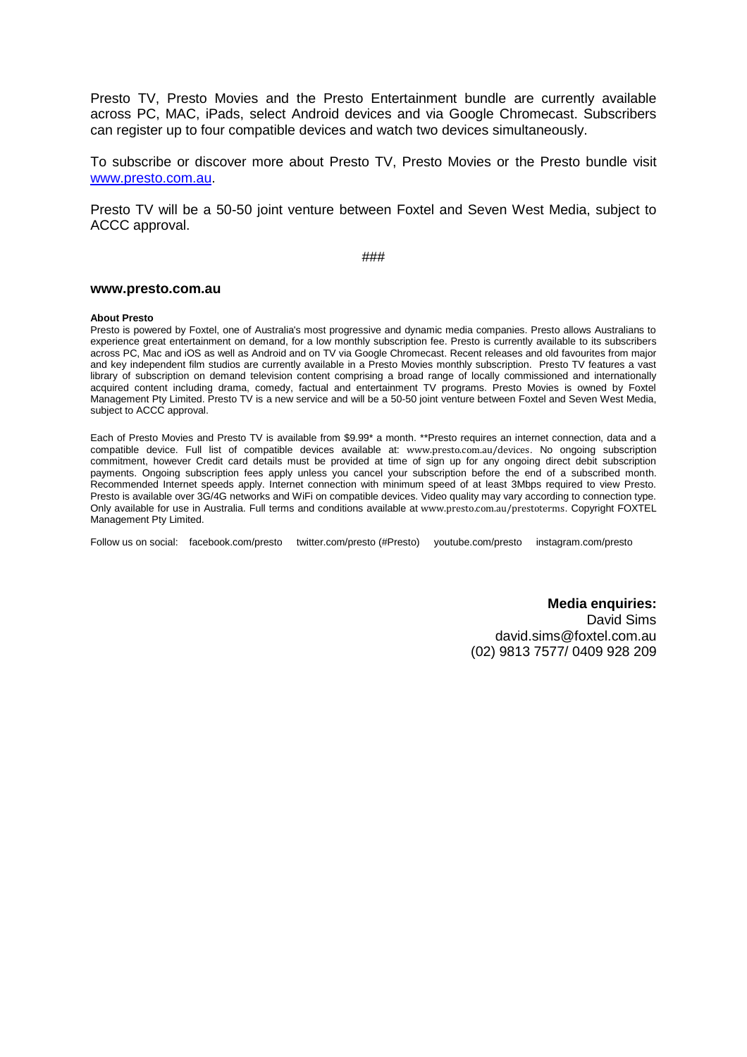Presto TV, Presto Movies and the Presto Entertainment bundle are currently available across PC, MAC, iPads, select Android devices and via Google Chromecast. Subscribers can register up to four compatible devices and watch two devices simultaneously.

To subscribe or discover more about Presto TV, Presto Movies or the Presto bundle visit [www.presto.com.au](http://www.presto.com.au).

Presto TV will be a 50-50 joint venture between Foxtel and Seven West Media, subject to ACCC approval.

###

**www.presto.com.au**

**About Presto**

Presto is powered by Foxtel, one of Australia's most progressive and dynamic media companies. Presto allows Australians to experience great entertainment on demand, for a low monthly subscription fee. Presto is currently available to its subscribers across PC, Mac and iOS as well as Android and on TV via Google Chromecast. Recent releases and old favourites from major and key independent film studios are currently available in a Presto Movies monthly subscription. Presto TV features a vast library of subscription on demand television content comprising a broad range of locally commissioned and internationally acquired content including drama, comedy, factual and entertainment TV programs. Presto Movies is owned by Foxtel Management Pty Limited. Presto TV is a new service and will be a 50-50 joint venture between Foxtel and Seven West Media, subject to ACCC approval.

Each of Presto Movies and Presto TV is available from $9.99* a month. **Presto requires an internet connection, data and a compatible device. Full list of compatible devices available at: www.presto.com.au/devices. No ongoing subscription commitment, however Credit card details must be provided at time of sign up for any ongoing direct debit subscription payments. Ongoing subscription fees apply unless you cancel your subscription before the end of a subscribed month. Recommended Internet speeds apply. Internet connection with minimum speed of at least 3Mbps required to view Presto. Presto is available over 3G/4G networks and WiFi on compatible devices. Video quality may vary according to connection type. Only available for use in Australia. Full terms and conditions available at www.presto.com.au/prestoterms. Copyright FOXTEL Management Pty Limited.

Follow us on social: facebook.com/presto twitter.com/presto (#Presto) youtube.com/presto instagram.com/presto

**Media enquiries:**
David Sims
david.sims@foxtel.com.au
(02) 9813 7577/ 0409 928 209